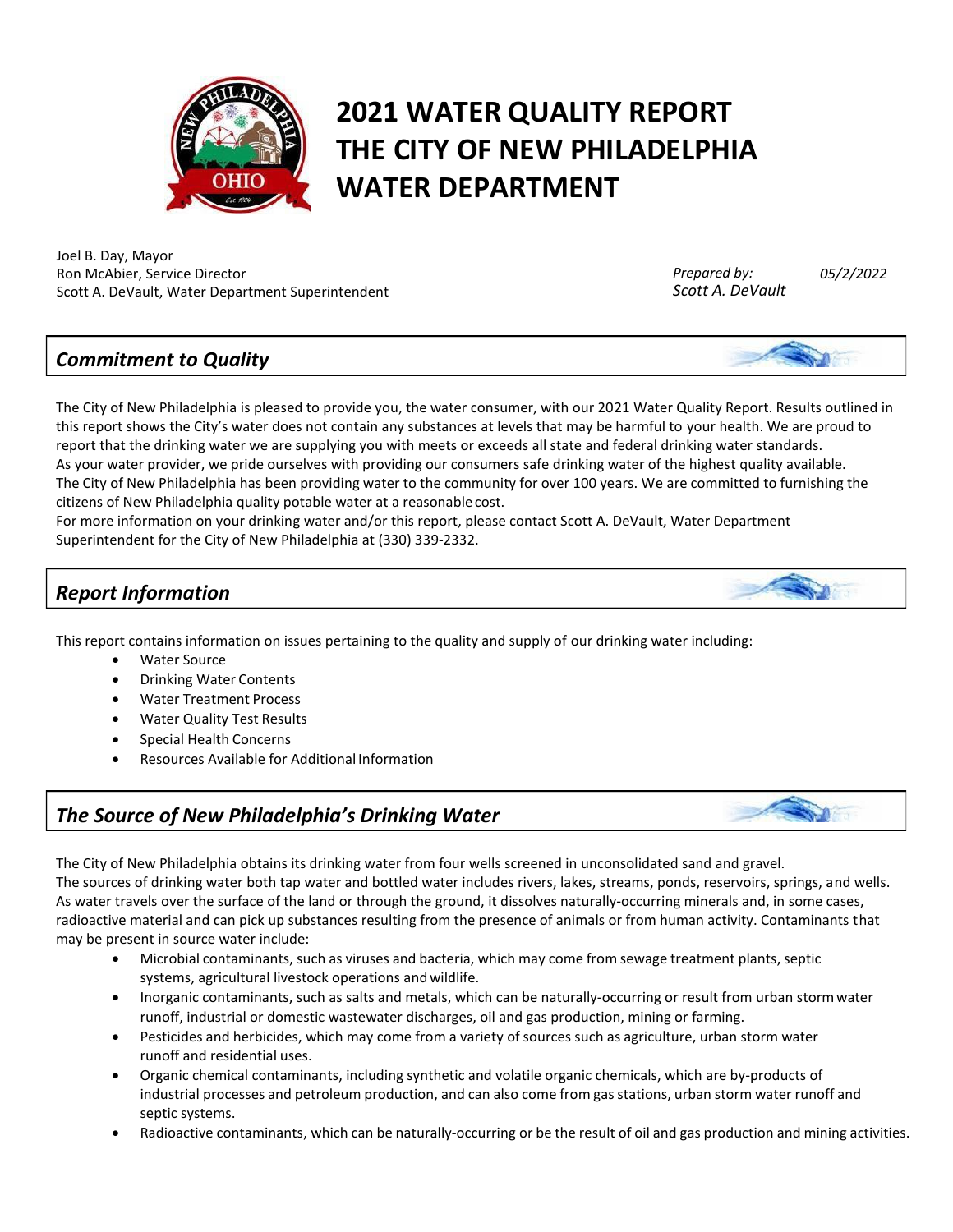# 2021 WATER QUALITY REPORT
# THE CITY OF NEW PHILADELPHIA
# WATER DEPARTMENT

Joel B. Day, Mayor
Ron McAbier, Service Director
Scott A. DeVault, Water Department Superintendent

*Prepared by:* *05/2/2022*
*Scott A. DeVault*

## *Commitment to Quality*

The City of New Philadelphia is pleased to provide you, the water consumer, with our 2021 Water Quality Report. Results outlined in this report shows the City's water does not contain any substances at levels that may be harmful to your health. We are proud to report that the drinking water we are supplying you with meets or exceeds all state and federal drinking water standards.
As your water provider, we pride ourselves with providing our consumers safe drinking water of the highest quality available.
The City of New Philadelphia has been providing water to the community for over 100 years. We are committed to furnishing the citizens of New Philadelphia quality potable water at a reasonable cost.
For more information on your drinking water and/or this report, please contact Scott A. DeVault, Water Department Superintendent for the City of New Philadelphia at (330) 339-2332.

## *Report Information*

This report contains information on issues pertaining to the quality and supply of our drinking water including:

- Water Source
- Drinking Water Contents
- Water Treatment Process
- Water Quality Test Results
- Special Health Concerns
- Resources Available for Additional Information

## *The Source of New Philadelphia's Drinking Water*

The City of New Philadelphia obtains its drinking water from four wells screened in unconsolidated sand and gravel.
The sources of drinking water both tap water and bottled water includes rivers, lakes, streams, ponds, reservoirs, springs, and wells. As water travels over the surface of the land or through the ground, it dissolves naturally-occurring minerals and, in some cases, radioactive material and can pick up substances resulting from the presence of animals or from human activity. Contaminants that may be present in source water include:

- Microbial contaminants, such as viruses and bacteria, which may come from sewage treatment plants, septic systems, agricultural livestock operations and wildlife.
- Inorganic contaminants, such as salts and metals, which can be naturally-occurring or result from urban storm water runoff, industrial or domestic wastewater discharges, oil and gas production, mining or farming.
- Pesticides and herbicides, which may come from a variety of sources such as agriculture, urban storm water runoff and residential uses.
- Organic chemical contaminants, including synthetic and volatile organic chemicals, which are by-products of industrial processes and petroleum production, and can also come from gas stations, urban storm water runoff and septic systems.
- Radioactive contaminants, which can be naturally-occurring or be the result of oil and gas production and mining activities.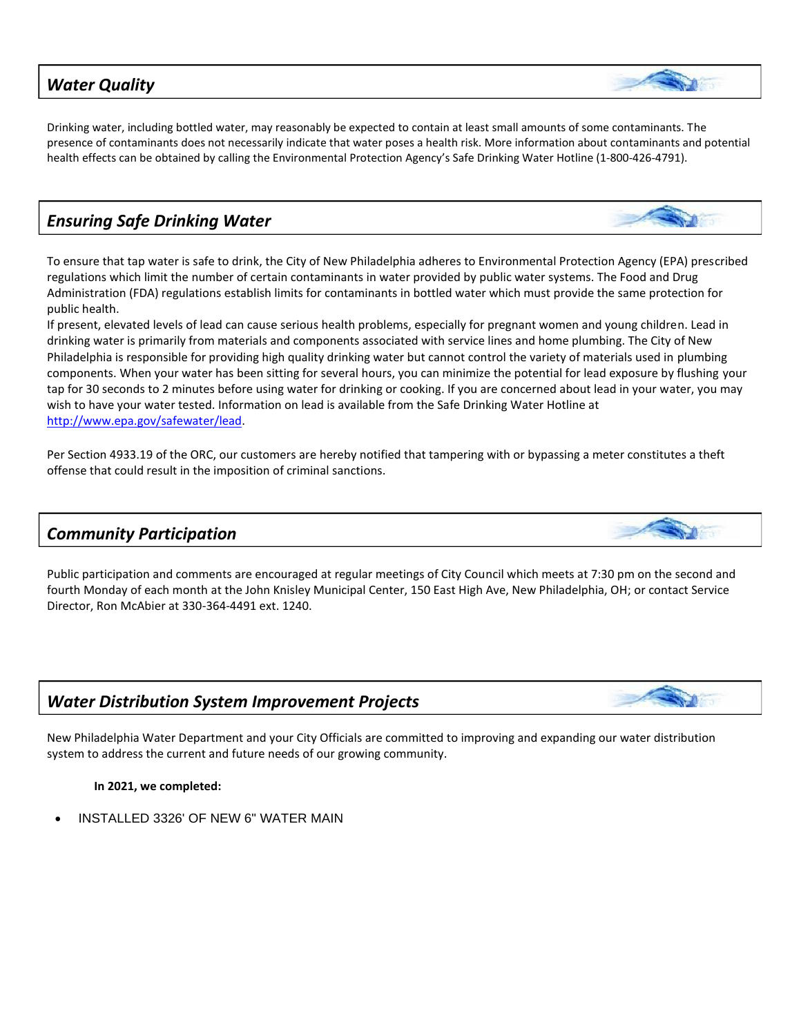## *Water Quality*

Drinking water, including bottled water, may reasonably be expected to contain at least small amounts of some contaminants. The presence of contaminants does not necessarily indicate that water poses a health risk. More information about contaminants and potential health effects can be obtained by calling the Environmental Protection Agency's Safe Drinking Water Hotline (1-800-426-4791).

## *Ensuring Safe Drinking Water*

To ensure that tap water is safe to drink, the City of New Philadelphia adheres to Environmental Protection Agency (EPA) prescribed regulations which limit the number of certain contaminants in water provided by public water systems. The Food and Drug Administration (FDA) regulations establish limits for contaminants in bottled water which must provide the same protection for public health.

If present, elevated levels of lead can cause serious health problems, especially for pregnant women and young children. Lead in drinking water is primarily from materials and components associated with service lines and home plumbing. The City of New Philadelphia is responsible for providing high quality drinking water but cannot control the variety of materials used in plumbing components. When your water has been sitting for several hours, you can minimize the potential for lead exposure by flushing your tap for 30 seconds to 2 minutes before using water for drinking or cooking. If you are concerned about lead in your water, you may wish to have your water tested. Information on lead is available from the Safe Drinking Water Hotline at [http://www.epa.gov/safewater/lead](http://www.epa.gov/safewater/lead).

Per Section 4933.19 of the ORC, our customers are hereby notified that tampering with or bypassing a meter constitutes a theft offense that could result in the imposition of criminal sanctions.

## *Community Participation*

Public participation and comments are encouraged at regular meetings of City Council which meets at 7:30 pm on the second and fourth Monday of each month at the John Knisley Municipal Center, 150 East High Ave, New Philadelphia, OH; or contact Service Director, Ron McAbier at 330-364-4491 ext. 1240.

## *Water Distribution System Improvement Projects*

New Philadelphia Water Department and your City Officials are committed to improving and expanding our water distribution system to address the current and future needs of our growing community.

**In 2021, we completed:**

- INSTALLED 3326' OF NEW 6" WATER MAIN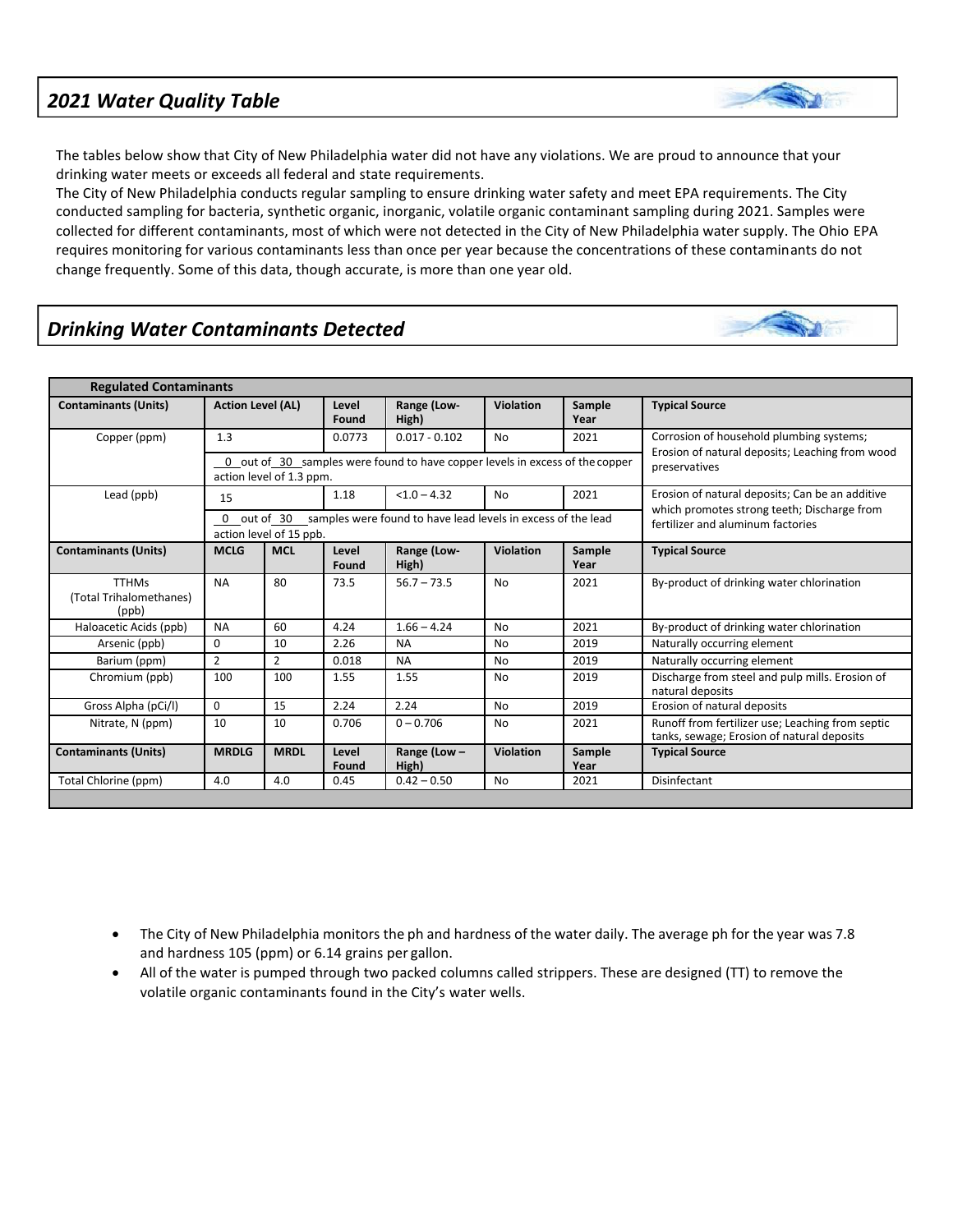## *2021 Water Quality Table*

The tables below show that City of New Philadelphia water did not have any violations. We are proud to announce that your drinking water meets or exceeds all federal and state requirements.

The City of New Philadelphia conducts regular sampling to ensure drinking water safety and meet EPA requirements. The City conducted sampling for bacteria, synthetic organic, inorganic, volatile organic contaminant sampling during 2021. Samples were collected for different contaminants, most of which were not detected in the City of New Philadelphia water supply. The Ohio EPA requires monitoring for various contaminants less than once per year because the concentrations of these contaminants do not change frequently. Some of this data, though accurate, is more than one year old.

## *Drinking Water Contaminants Detected*

| **Regulated Contaminants** | | | | | | | |
|---|---|---|---|---|---|---|---|
| **Contaminants (Units)** | **Action Level (AL)** | | **Level Found** | **Range (Low-High)** | **Violation** | **Sample Year** | **Typical Source** |
| Copper (ppm) | 1.3 | | 0.0773 | 0.017 - 0.102 | No | 2021 | Corrosion of household plumbing systems; Erosion of natural deposits; Leaching from wood preservatives |
| | 0 out of 30 samples were found to have copper levels in excess of the copper action level of 1.3 ppm. | | | | | | |
| Lead (ppb) | 15 | | 1.18 | <1.0 – 4.32 | No | 2021 | Erosion of natural deposits; Can be an additive which promotes strong teeth; Discharge from fertilizer and aluminum factories |
| | 0 out of 30 samples were found to have lead levels in excess of the lead action level of 15 ppb. | | | | | | |
| **Contaminants (Units)** | **MCLG** | **MCL** | **Level Found** | **Range (Low-High)** | **Violation** | **Sample Year** | **Typical Source** |
| TTHMs (Total Trihalomethanes) (ppb) | NA | 80 | 73.5 | 56.7 – 73.5 | No | 2021 | By-product of drinking water chlorination |
| Haloacetic Acids (ppb) | NA | 60 | 4.24 | 1.66 – 4.24 | No | 2021 | By-product of drinking water chlorination |
| Arsenic (ppb) | 0 | 10 | 2.26 | NA | No | 2019 | Naturally occurring element |
| Barium (ppm) | 2 | 2 | 0.018 | NA | No | 2019 | Naturally occurring element |
| Chromium (ppb) | 100 | 100 | 1.55 | 1.55 | No | 2019 | Discharge from steel and pulp mills. Erosion of natural deposits |
| Gross Alpha (pCi/l) | 0 | 15 | 2.24 | 2.24 | No | 2019 | Erosion of natural deposits |
| Nitrate, N (ppm) | 10 | 10 | 0.706 | 0 – 0.706 | No | 2021 | Runoff from fertilizer use; Leaching from septic tanks, sewage; Erosion of natural deposits |
| **Contaminants (Units)** | **MRDLG** | **MRDL** | **Level Found** | **Range (Low – High)** | **Violation** | **Sample Year** | **Typical Source** |
| Total Chlorine (ppm) | 4.0 | 4.0 | 0.45 | 0.42 – 0.50 | No | 2021 | Disinfectant |

- The City of New Philadelphia monitors the ph and hardness of the water daily. The average ph for the year was 7.8 and hardness 105 (ppm) or 6.14 grains per gallon.
- All of the water is pumped through two packed columns called strippers. These are designed (TT) to remove the volatile organic contaminants found in the City's water wells.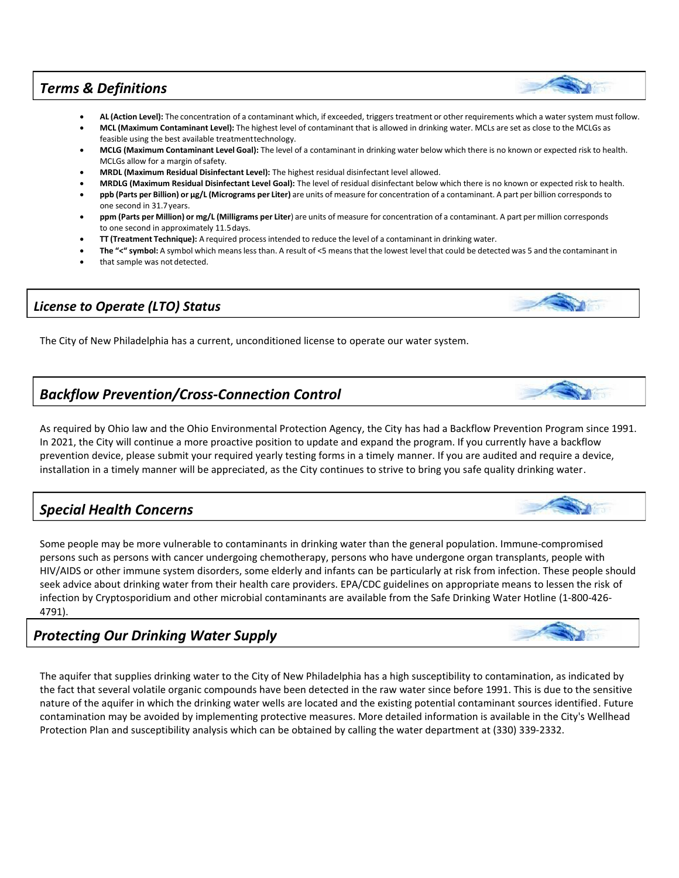## *Terms & Definitions*

- **AL (Action Level):** The concentration of a contaminant which, if exceeded, triggers treatment or other requirements which a water system must follow.
- **MCL (Maximum Contaminant Level):** The highest level of contaminant that is allowed in drinking water. MCLs are set as close to the MCLGs as feasible using the best available treatment technology.
- **MCLG (Maximum Contaminant Level Goal):** The level of a contaminant in drinking water below which there is no known or expected risk to health. MCLGs allow for a margin of safety.
- **MRDL (Maximum Residual Disinfectant Level):** The highest residual disinfectant level allowed.
- **MRDLG (Maximum Residual Disinfectant Level Goal):** The level of residual disinfectant below which there is no known or expected risk to health.
- **ppb (Parts per Billion) or µg/L (Micrograms per Liter)** are units of measure for concentration of a contaminant. A part per billion corresponds to one second in 31.7 years.
- **ppm (Parts per Million) or mg/L (Milligrams per Liter)** are units of measure for concentration of a contaminant. A part per million corresponds to one second in approximately 11.5 days.
- **TT (Treatment Technique):** A required process intended to reduce the level of a contaminant in drinking water.
- **The "<" symbol:** A symbol which means less than. A result of <5 means that the lowest level that could be detected was 5 and the contaminant in
- that sample was not detected.

## *License to Operate (LTO) Status*

The City of New Philadelphia has a current, unconditioned license to operate our water system.

## *Backflow Prevention/Cross-Connection Control*

As required by Ohio law and the Ohio Environmental Protection Agency, the City has had a Backflow Prevention Program since 1991. In 2021, the City will continue a more proactive position to update and expand the program. If you currently have a backflow prevention device, please submit your required yearly testing forms in a timely manner. If you are audited and require a device, installation in a timely manner will be appreciated, as the City continues to strive to bring you safe quality drinking water.

## *Special Health Concerns*

Some people may be more vulnerable to contaminants in drinking water than the general population. Immune-compromised persons such as persons with cancer undergoing chemotherapy, persons who have undergone organ transplants, people with HIV/AIDS or other immune system disorders, some elderly and infants can be particularly at risk from infection. These people should seek advice about drinking water from their health care providers. EPA/CDC guidelines on appropriate means to lessen the risk of infection by Cryptosporidium and other microbial contaminants are available from the Safe Drinking Water Hotline (1-800-426-4791).

## *Protecting Our Drinking Water Supply*

The aquifer that supplies drinking water to the City of New Philadelphia has a high susceptibility to contamination, as indicated by the fact that several volatile organic compounds have been detected in the raw water since before 1991. This is due to the sensitive nature of the aquifer in which the drinking water wells are located and the existing potential contaminant sources identified. Future contamination may be avoided by implementing protective measures. More detailed information is available in the City's Wellhead Protection Plan and susceptibility analysis which can be obtained by calling the water department at (330) 339-2332.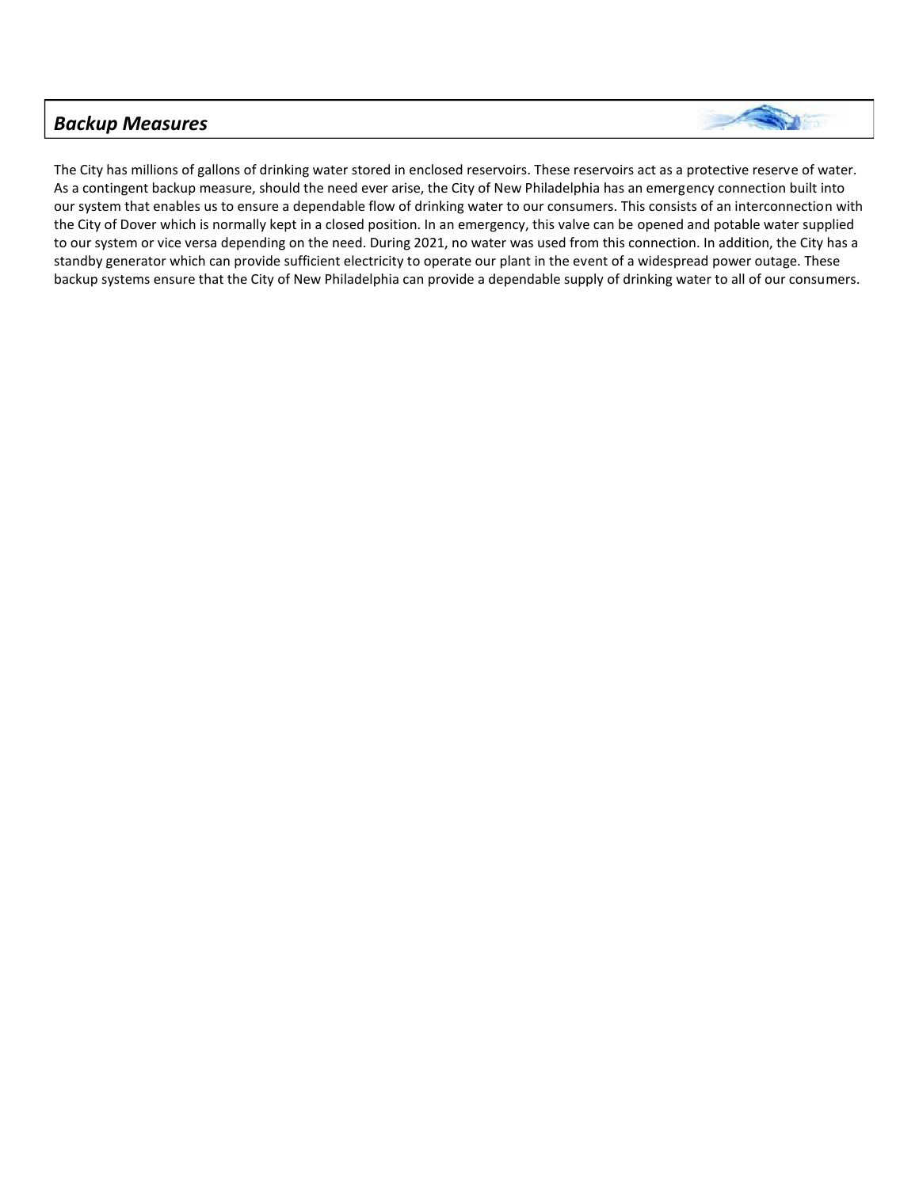## ***Backup Measures***

The City has millions of gallons of drinking water stored in enclosed reservoirs. These reservoirs act as a protective reserve of water. As a contingent backup measure, should the need ever arise, the City of New Philadelphia has an emergency connection built into our system that enables us to ensure a dependable flow of drinking water to our consumers. This consists of an interconnection with the City of Dover which is normally kept in a closed position. In an emergency, this valve can be opened and potable water supplied to our system or vice versa depending on the need. During 2021, no water was used from this connection. In addition, the City has a standby generator which can provide sufficient electricity to operate our plant in the event of a widespread power outage. These backup systems ensure that the City of New Philadelphia can provide a dependable supply of drinking water to all of our consumers.